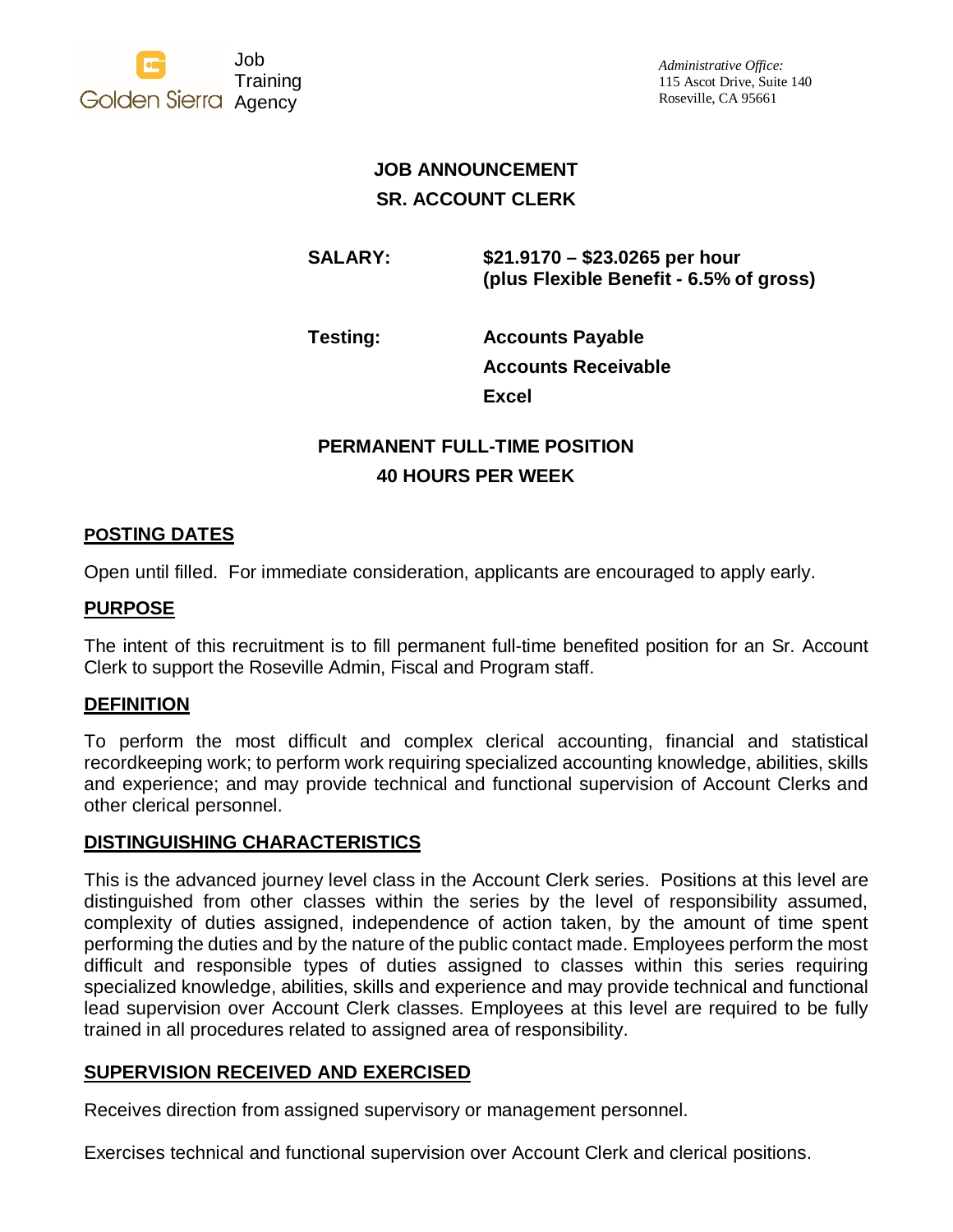Golden Sierra Job Training Agency

*Administrative Office:*
115 Ascot Drive, Suite 140
Roseville, CA 95661

# JOB ANNOUNCEMENT
# SR. ACCOUNT CLERK

**SALARY:** **$21.9170 – $23.0265 per hour (plus Flexible Benefit - 6.5% of gross)**

**Testing:** **Accounts Payable**
**Accounts Receivable**
**Excel**

**PERMANENT FULL-TIME POSITION**
**40 HOURS PER WEEK**

## POSTING DATES

Open until filled. For immediate consideration, applicants are encouraged to apply early.

## PURPOSE

The intent of this recruitment is to fill permanent full-time benefited position for an Sr. Account Clerk to support the Roseville Admin, Fiscal and Program staff.

## DEFINITION

To perform the most difficult and complex clerical accounting, financial and statistical recordkeeping work; to perform work requiring specialized accounting knowledge, abilities, skills and experience; and may provide technical and functional supervision of Account Clerks and other clerical personnel.

## DISTINGUISHING CHARACTERISTICS

This is the advanced journey level class in the Account Clerk series. Positions at this level are distinguished from other classes within the series by the level of responsibility assumed, complexity of duties assigned, independence of action taken, by the amount of time spent performing the duties and by the nature of the public contact made. Employees perform the most difficult and responsible types of duties assigned to classes within this series requiring specialized knowledge, abilities, skills and experience and may provide technical and functional lead supervision over Account Clerk classes. Employees at this level are required to be fully trained in all procedures related to assigned area of responsibility.

## SUPERVISION RECEIVED AND EXERCISED

Receives direction from assigned supervisory or management personnel.

Exercises technical and functional supervision over Account Clerk and clerical positions.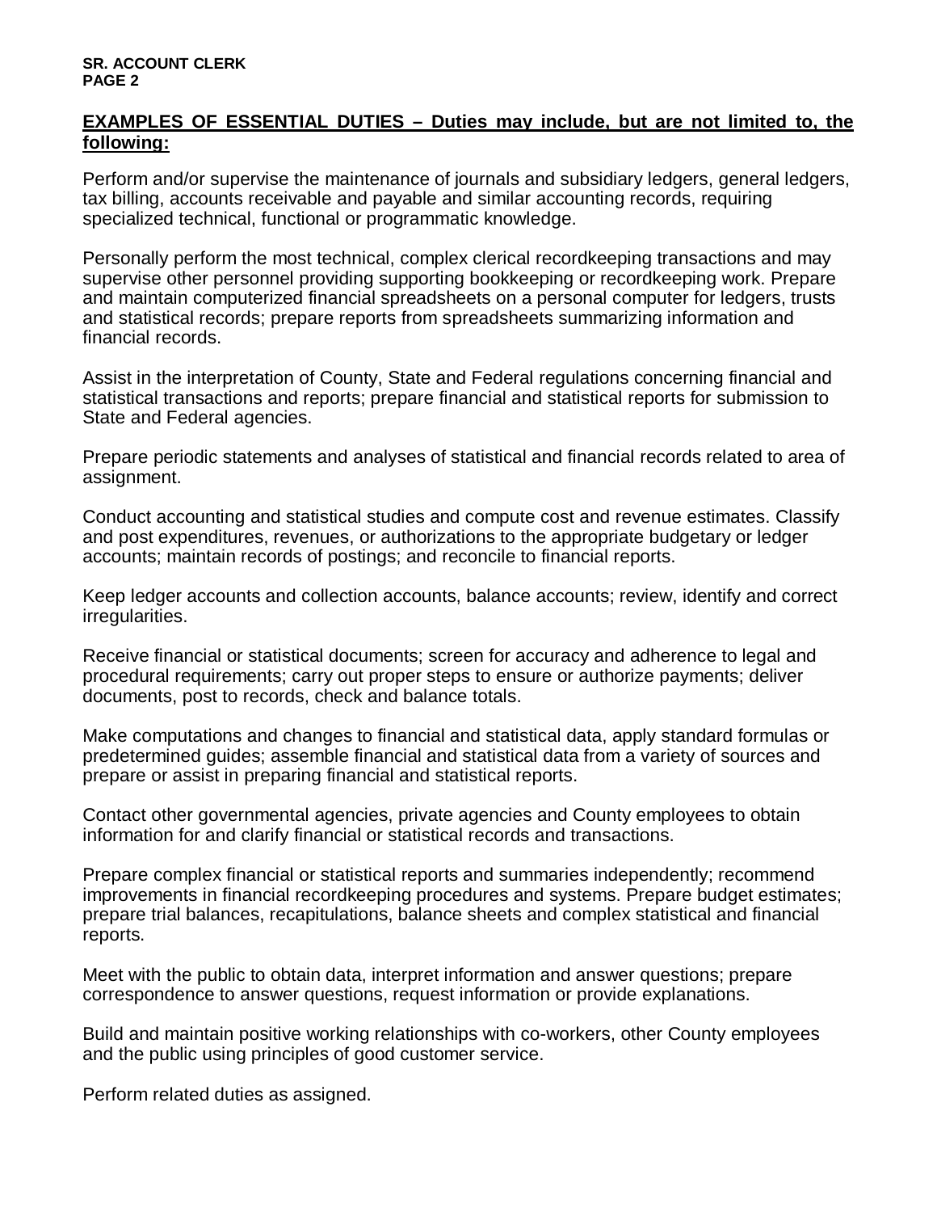## EXAMPLES OF ESSENTIAL DUTIES – Duties may include, but are not limited to, the following:

Perform and/or supervise the maintenance of journals and subsidiary ledgers, general ledgers, tax billing, accounts receivable and payable and similar accounting records, requiring specialized technical, functional or programmatic knowledge.

Personally perform the most technical, complex clerical recordkeeping transactions and may supervise other personnel providing supporting bookkeeping or recordkeeping work. Prepare and maintain computerized financial spreadsheets on a personal computer for ledgers, trusts and statistical records; prepare reports from spreadsheets summarizing information and financial records.

Assist in the interpretation of County, State and Federal regulations concerning financial and statistical transactions and reports; prepare financial and statistical reports for submission to State and Federal agencies.

Prepare periodic statements and analyses of statistical and financial records related to area of assignment.

Conduct accounting and statistical studies and compute cost and revenue estimates. Classify and post expenditures, revenues, or authorizations to the appropriate budgetary or ledger accounts; maintain records of postings; and reconcile to financial reports.

Keep ledger accounts and collection accounts, balance accounts; review, identify and correct irregularities.

Receive financial or statistical documents; screen for accuracy and adherence to legal and procedural requirements; carry out proper steps to ensure or authorize payments; deliver documents, post to records, check and balance totals.

Make computations and changes to financial and statistical data, apply standard formulas or predetermined guides; assemble financial and statistical data from a variety of sources and prepare or assist in preparing financial and statistical reports.

Contact other governmental agencies, private agencies and County employees to obtain information for and clarify financial or statistical records and transactions.

Prepare complex financial or statistical reports and summaries independently; recommend improvements in financial recordkeeping procedures and systems. Prepare budget estimates; prepare trial balances, recapitulations, balance sheets and complex statistical and financial reports.

Meet with the public to obtain data, interpret information and answer questions; prepare correspondence to answer questions, request information or provide explanations.

Build and maintain positive working relationships with co-workers, other County employees and the public using principles of good customer service.

Perform related duties as assigned.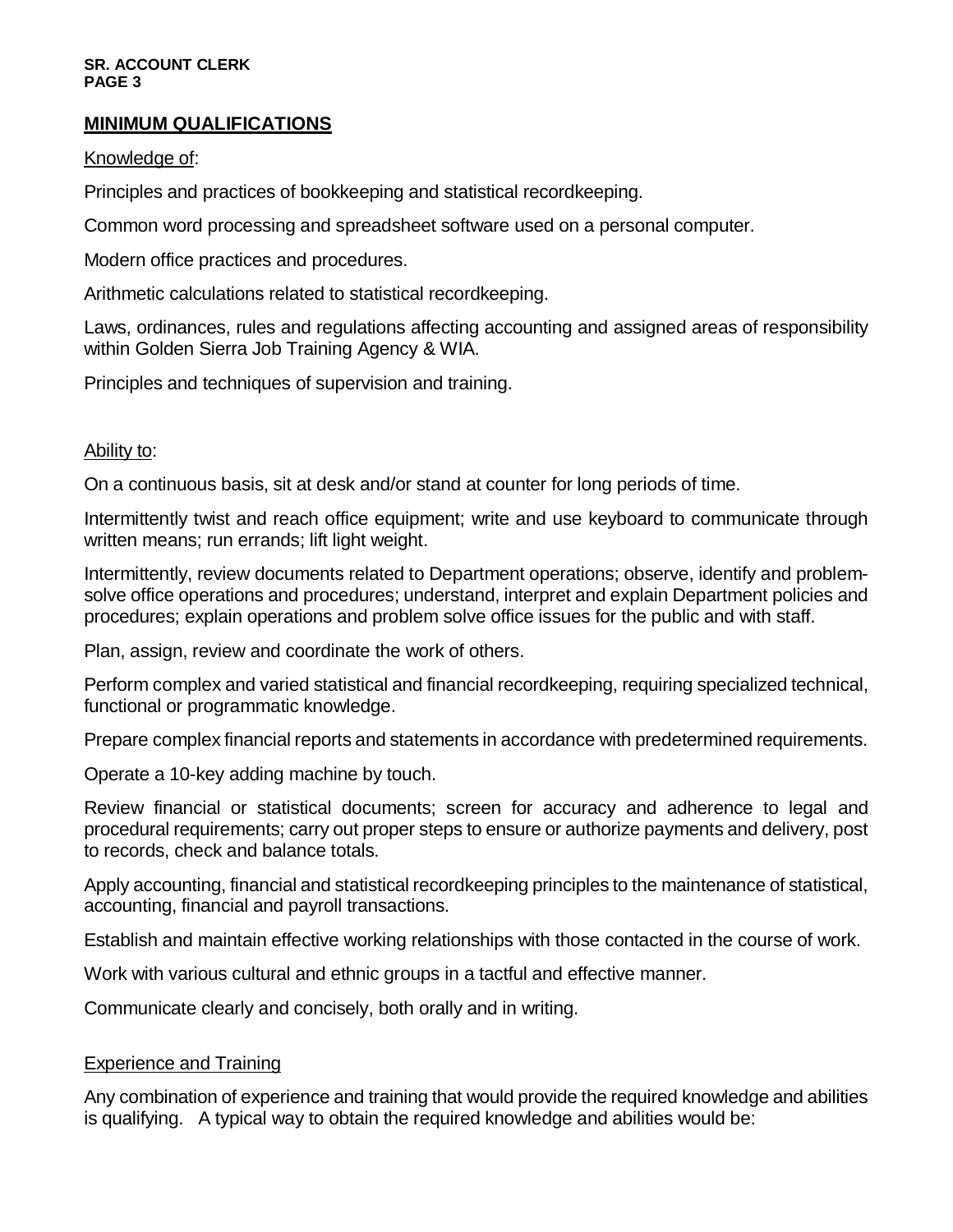## MINIMUM QUALIFICATIONS

Knowledge of:

Principles and practices of bookkeeping and statistical recordkeeping.

Common word processing and spreadsheet software used on a personal computer.

Modern office practices and procedures.

Arithmetic calculations related to statistical recordkeeping.

Laws, ordinances, rules and regulations affecting accounting and assigned areas of responsibility within Golden Sierra Job Training Agency & WIA.

Principles and techniques of supervision and training.

Ability to:

On a continuous basis, sit at desk and/or stand at counter for long periods of time.

Intermittently twist and reach office equipment; write and use keyboard to communicate through written means; run errands; lift light weight.

Intermittently, review documents related to Department operations; observe, identify and problem-solve office operations and procedures; understand, interpret and explain Department policies and procedures; explain operations and problem solve office issues for the public and with staff.

Plan, assign, review and coordinate the work of others.

Perform complex and varied statistical and financial recordkeeping, requiring specialized technical, functional or programmatic knowledge.

Prepare complex financial reports and statements in accordance with predetermined requirements.

Operate a 10-key adding machine by touch.

Review financial or statistical documents; screen for accuracy and adherence to legal and procedural requirements; carry out proper steps to ensure or authorize payments and delivery, post to records, check and balance totals.

Apply accounting, financial and statistical recordkeeping principles to the maintenance of statistical, accounting, financial and payroll transactions.

Establish and maintain effective working relationships with those contacted in the course of work.

Work with various cultural and ethnic groups in a tactful and effective manner.

Communicate clearly and concisely, both orally and in writing.

Experience and Training

Any combination of experience and training that would provide the required knowledge and abilities is qualifying. A typical way to obtain the required knowledge and abilities would be: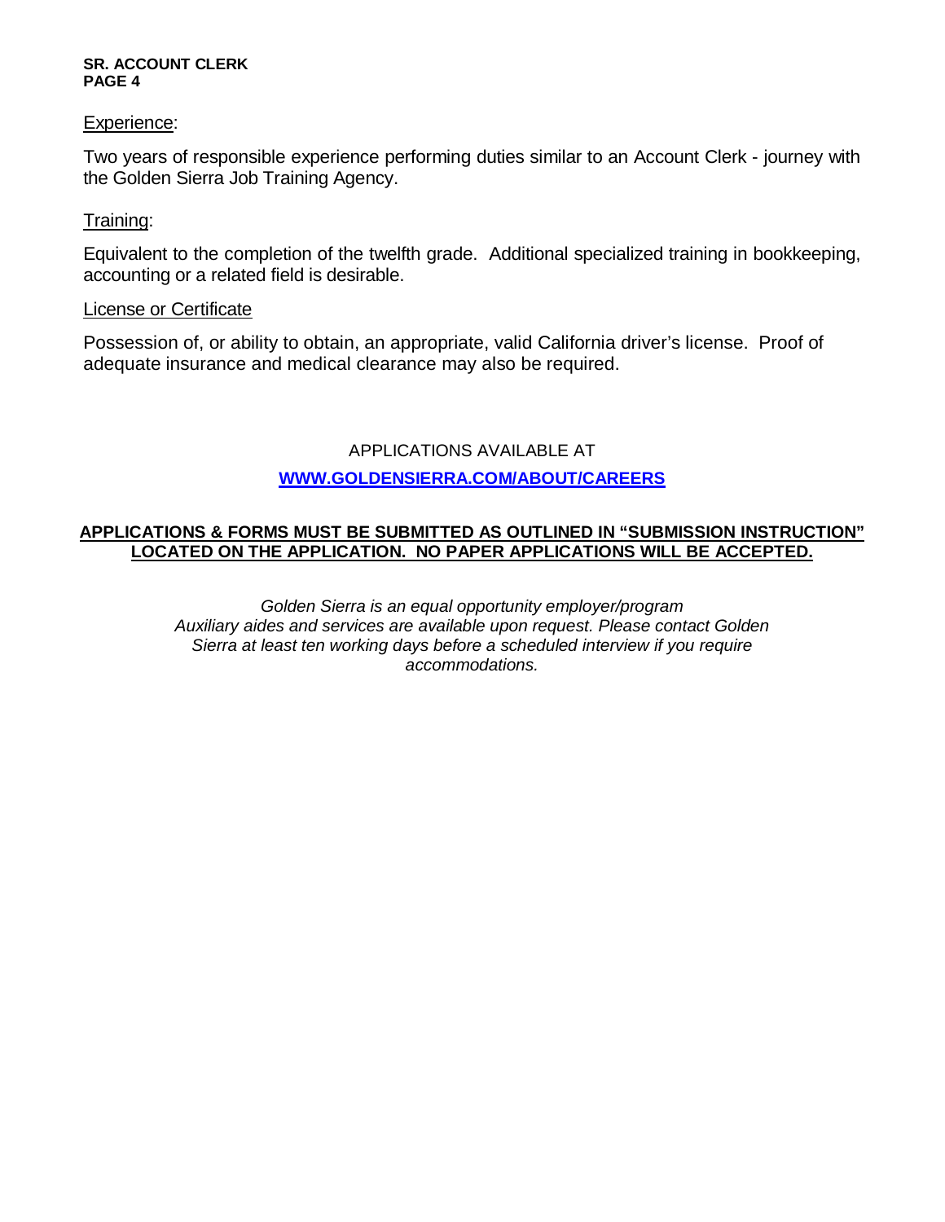Experience:

Two years of responsible experience performing duties similar to an Account Clerk - journey with the Golden Sierra Job Training Agency.

Training:

Equivalent to the completion of the twelfth grade. Additional specialized training in bookkeeping, accounting or a related field is desirable.

License or Certificate

Possession of, or ability to obtain, an appropriate, valid California driver's license. Proof of adequate insurance and medical clearance may also be required.

APPLICATIONS AVAILABLE AT

**WWW.GOLDENSIERRA.COM/ABOUT/CAREERS**

**APPLICATIONS & FORMS MUST BE SUBMITTED AS OUTLINED IN "SUBMISSION INSTRUCTION" LOCATED ON THE APPLICATION. NO PAPER APPLICATIONS WILL BE ACCEPTED.**

*Golden Sierra is an equal opportunity employer/program*
*Auxiliary aides and services are available upon request. Please contact Golden Sierra at least ten working days before a scheduled interview if you require accommodations.*